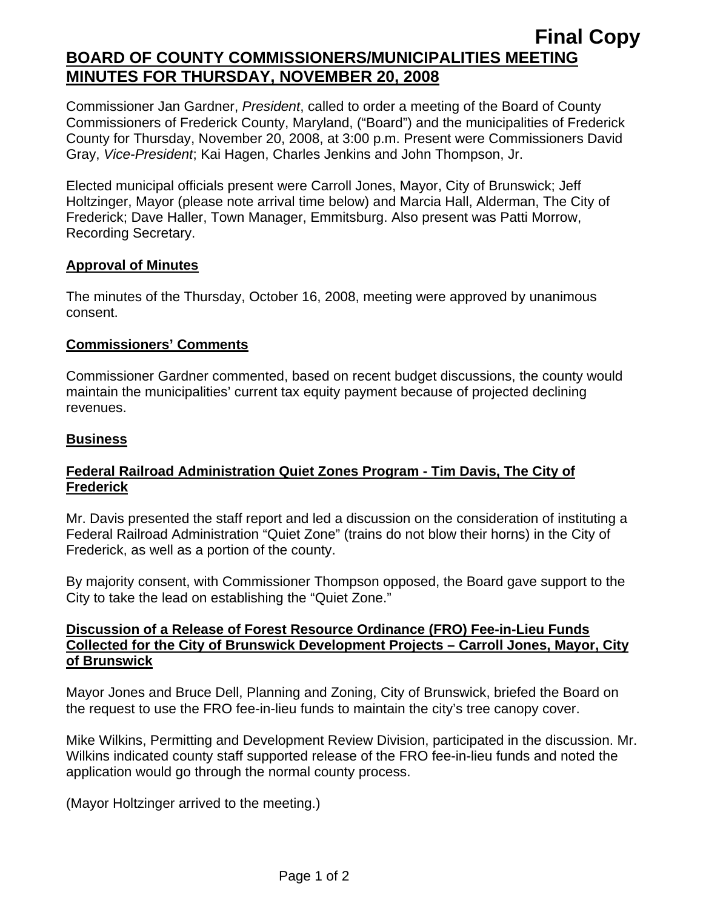**Final Copy**

# BOARD OF COUNTY COMMISSIONERS/MUNICIPALITIES MEETING MINUTES FOR THURSDAY, NOVEMBER 20, 2008

Commissioner Jan Gardner, *President*, called to order a meeting of the Board of County Commissioners of Frederick County, Maryland, ("Board") and the municipalities of Frederick County for Thursday, November 20, 2008, at 3:00 p.m. Present were Commissioners David Gray, *Vice-President*; Kai Hagen, Charles Jenkins and John Thompson, Jr.

Elected municipal officials present were Carroll Jones, Mayor, City of Brunswick; Jeff Holtzinger, Mayor (please note arrival time below) and Marcia Hall, Alderman, The City of Frederick; Dave Haller, Town Manager, Emmitsburg. Also present was Patti Morrow, Recording Secretary.

## Approval of Minutes

The minutes of the Thursday, October 16, 2008, meeting were approved by unanimous consent.

## Commissioners' Comments

Commissioner Gardner commented, based on recent budget discussions, the county would maintain the municipalities' current tax equity payment because of projected declining revenues.

## Business

### Federal Railroad Administration Quiet Zones Program - Tim Davis, The City of Frederick

Mr. Davis presented the staff report and led a discussion on the consideration of instituting a Federal Railroad Administration "Quiet Zone" (trains do not blow their horns) in the City of Frederick, as well as a portion of the county.

By majority consent, with Commissioner Thompson opposed, the Board gave support to the City to take the lead on establishing the "Quiet Zone."

### Discussion of a Release of Forest Resource Ordinance (FRO) Fee-in-Lieu Funds Collected for the City of Brunswick Development Projects – Carroll Jones, Mayor, City of Brunswick

Mayor Jones and Bruce Dell, Planning and Zoning, City of Brunswick, briefed the Board on the request to use the FRO fee-in-lieu funds to maintain the city's tree canopy cover.

Mike Wilkins, Permitting and Development Review Division, participated in the discussion. Mr. Wilkins indicated county staff supported release of the FRO fee-in-lieu funds and noted the application would go through the normal county process.

(Mayor Holtzinger arrived to the meeting.)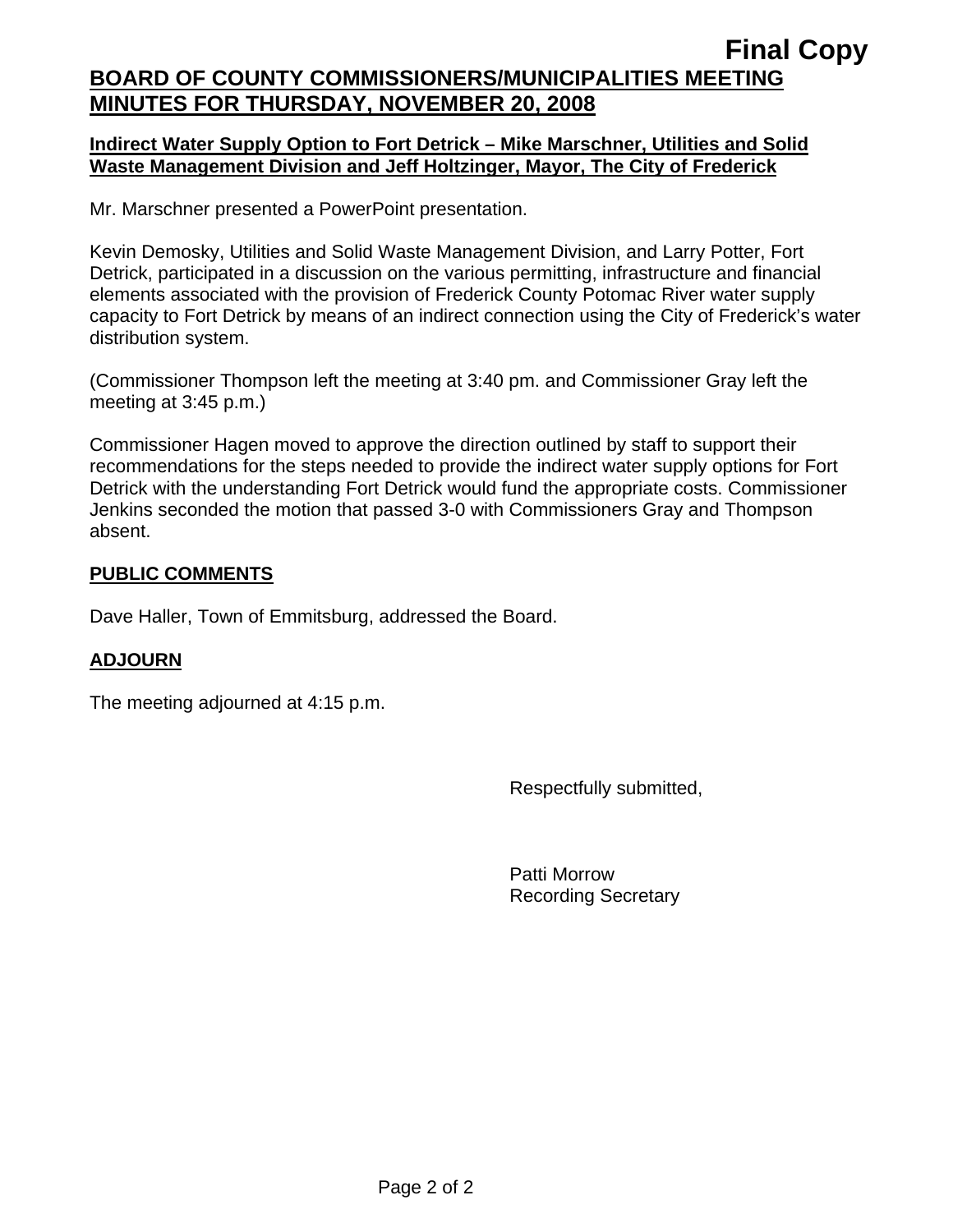**Final Copy**

# BOARD OF COUNTY COMMISSIONERS/MUNICIPALITIES MEETING MINUTES FOR THURSDAY, NOVEMBER 20, 2008

## Indirect Water Supply Option to Fort Detrick – Mike Marschner, Utilities and Solid Waste Management Division and Jeff Holtzinger, Mayor, The City of Frederick

Mr. Marschner presented a PowerPoint presentation.

Kevin Demosky, Utilities and Solid Waste Management Division, and Larry Potter, Fort Detrick, participated in a discussion on the various permitting, infrastructure and financial elements associated with the provision of Frederick County Potomac River water supply capacity to Fort Detrick by means of an indirect connection using the City of Frederick's water distribution system.

(Commissioner Thompson left the meeting at 3:40 pm. and Commissioner Gray left the meeting at 3:45 p.m.)

Commissioner Hagen moved to approve the direction outlined by staff to support their recommendations for the steps needed to provide the indirect water supply options for Fort Detrick with the understanding Fort Detrick would fund the appropriate costs. Commissioner Jenkins seconded the motion that passed 3-0 with Commissioners Gray and Thompson absent.

## PUBLIC COMMENTS

Dave Haller, Town of Emmitsburg, addressed the Board.

## ADJOURN

The meeting adjourned at 4:15 p.m.

Respectfully submitted,

Patti Morrow
Recording Secretary